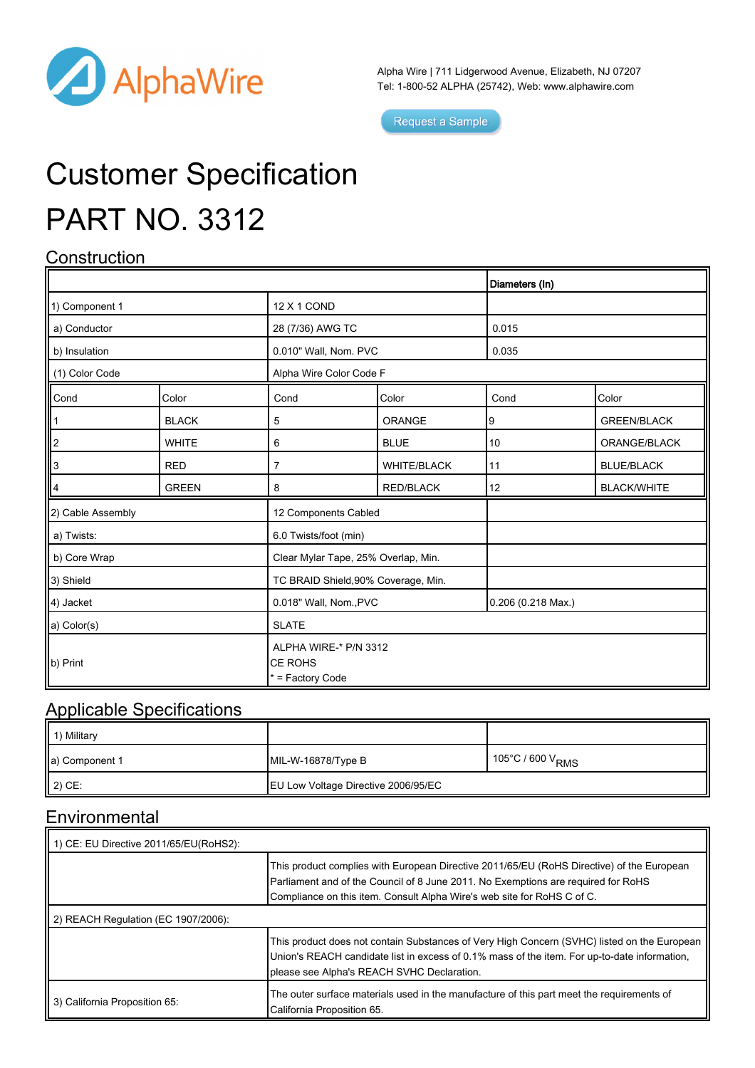Alpha Wire | 711 Lidgerwood Avenue, Elizabeth, NJ 07207
Tel: 1-800-52 ALPHA (25742), Web: www.alphawire.com

Request a Sample

# Customer Specification

# PART NO. 3312

## Construction

| | | Diameters (In) |
|---|---|---|
| 1) Component 1 | 12 X 1 COND | |
| a) Conductor | 28 (7/36) AWG TC | 0.015 |
| b) Insulation | 0.010" Wall, Nom. PVC | 0.035 |
| (1) Color Code | Alpha Wire Color Code F | |

| Cond | Color | Cond | Color | Cond | Color |
|---|---|---|---|---|---|
| 1 | BLACK | 5 | ORANGE | 9 | GREEN/BLACK |
| 2 | WHITE | 6 | BLUE | 10 | ORANGE/BLACK |
| 3 | RED | 7 | WHITE/BLACK | 11 | BLUE/BLACK |
| 4 | GREEN | 8 | RED/BLACK | 12 | BLACK/WHITE |

| | | |
|---|---|---|
| 2) Cable Assembly | 12 Components Cabled | |
| a) Twists: | 6.0 Twists/foot (min) | |
| b) Core Wrap | Clear Mylar Tape, 25% Overlap, Min. | |
| 3) Shield | TC BRAID Shield,90% Coverage, Min. | |
| 4) Jacket | 0.018" Wall, Nom.,PVC | 0.206 (0.218 Max.) |
| a) Color(s) | SLATE | |
| b) Print | ALPHA WIRE-* P/N 3312<br>CE ROHS<br>* = Factory Code | |

## Applicable Specifications

| | | |
|---|---|---|
| 1) Military | | |
| a) Component 1 | MIL-W-16878/Type B | 105°C / 600 $V_{RMS}$ |
| 2) CE: | EU Low Voltage Directive 2006/95/EC | |

## Environmental

| | |
|---|---|
| 1) CE: EU Directive 2011/65/EU(RoHS2): | |
| | This product complies with European Directive 2011/65/EU (RoHS Directive) of the European Parliament and of the Council of 8 June 2011. No Exemptions are required for RoHS Compliance on this item. Consult Alpha Wire's web site for RoHS C of C. |
| 2) REACH Regulation (EC 1907/2006): | |
| | This product does not contain Substances of Very High Concern (SVHC) listed on the European Union's REACH candidate list in excess of 0.1% mass of the item. For up-to-date information, please see Alpha's REACH SVHC Declaration. |
| 3) California Proposition 65: | The outer surface materials used in the manufacture of this part meet the requirements of California Proposition 65. |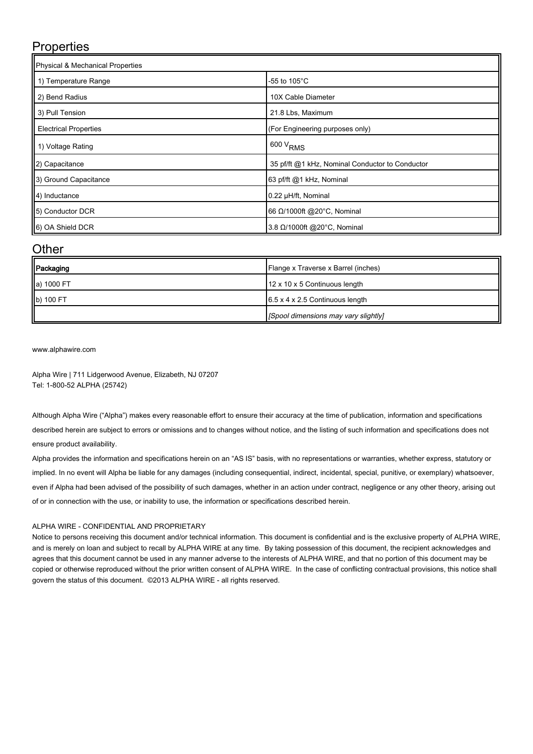## Properties

| Physical & Mechanical Properties | |
|---|---|
| 1) Temperature Range | -55 to 105°C |
| 2) Bend Radius | 10X Cable Diameter |
| 3) Pull Tension | 21.8 Lbs, Maximum |
| Electrical Properties | (For Engineering purposes only) |
| 1) Voltage Rating | 600 $V_{RMS}$ |
| 2) Capacitance | 35 pf/ft @1 kHz, Nominal Conductor to Conductor |
| 3) Ground Capacitance | 63 pf/ft @1 kHz, Nominal |
| 4) Inductance | 0.22 µH/ft, Nominal |
| 5) Conductor DCR | 66 Ω/1000ft @20°C, Nominal |
| 6) OA Shield DCR | 3.8 Ω/1000ft @20°C, Nominal |

## Other

| Packaging | Flange x Traverse x Barrel (inches) |
|---|---|
| a) 1000 FT | 12 x 10 x 5 Continuous length |
| b) 100 FT | 6.5 x 4 x 2.5 Continuous length |
| | *[Spool dimensions may vary slightly]* |

www.alphawire.com

Alpha Wire | 711 Lidgerwood Avenue, Elizabeth, NJ 07207
Tel: 1-800-52 ALPHA (25742)

Although Alpha Wire ("Alpha") makes every reasonable effort to ensure their accuracy at the time of publication, information and specifications described herein are subject to errors or omissions and to changes without notice, and the listing of such information and specifications does not ensure product availability.

Alpha provides the information and specifications herein on an "AS IS" basis, with no representations or warranties, whether express, statutory or implied. In no event will Alpha be liable for any damages (including consequential, indirect, incidental, special, punitive, or exemplary) whatsoever, even if Alpha had been advised of the possibility of such damages, whether in an action under contract, negligence or any other theory, arising out of or in connection with the use, or inability to use, the information or specifications described herein.

ALPHA WIRE - CONFIDENTIAL AND PROPRIETARY

Notice to persons receiving this document and/or technical information. This document is confidential and is the exclusive property of ALPHA WIRE, and is merely on loan and subject to recall by ALPHA WIRE at any time. By taking possession of this document, the recipient acknowledges and agrees that this document cannot be used in any manner adverse to the interests of ALPHA WIRE, and that no portion of this document may be copied or otherwise reproduced without the prior written consent of ALPHA WIRE. In the case of conflicting contractual provisions, this notice shall govern the status of this document. ©2013 ALPHA WIRE - all rights reserved.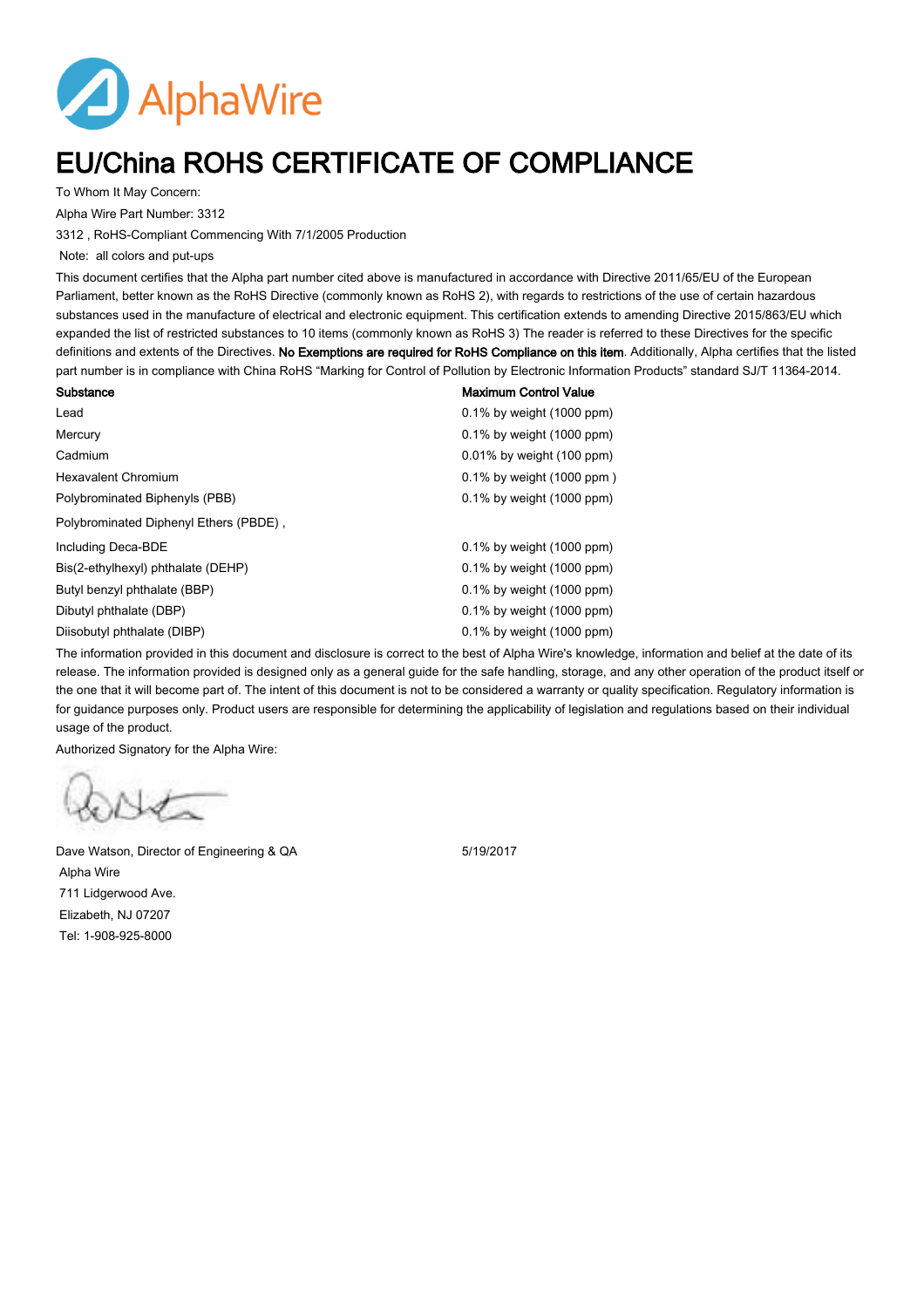AlphaWire

# EU/China ROHS CERTIFICATE OF COMPLIANCE

To Whom It May Concern:

Alpha Wire Part Number: 3312

3312 , RoHS-Compliant Commencing With 7/1/2005 Production

Note: all colors and put-ups

This document certifies that the Alpha part number cited above is manufactured in accordance with Directive 2011/65/EU of the European Parliament, better known as the RoHS Directive (commonly known as RoHS 2), with regards to restrictions of the use of certain hazardous substances used in the manufacture of electrical and electronic equipment. This certification extends to amending Directive 2015/863/EU which expanded the list of restricted substances to 10 items (commonly known as RoHS 3) The reader is referred to these Directives for the specific definitions and extents of the Directives. **No Exemptions are required for RoHS Compliance on this item**. Additionally, Alpha certifies that the listed part number is in compliance with China RoHS "Marking for Control of Pollution by Electronic Information Products" standard SJ/T 11364-2014.

| Substance | Maximum Control Value |
|---|---|
| Lead | 0.1% by weight (1000 ppm) |
| Mercury | 0.1% by weight (1000 ppm) |
| Cadmium | 0.01% by weight (100 ppm) |
| Hexavalent Chromium | 0.1% by weight (1000 ppm ) |
| Polybrominated Biphenyls (PBB) | 0.1% by weight (1000 ppm) |
| Polybrominated Diphenyl Ethers (PBDE) , Including Deca-BDE | 0.1% by weight (1000 ppm) |
| Bis(2-ethylhexyl) phthalate (DEHP) | 0.1% by weight (1000 ppm) |
| Butyl benzyl phthalate (BBP) | 0.1% by weight (1000 ppm) |
| Dibutyl phthalate (DBP) | 0.1% by weight (1000 ppm) |
| Diisobutyl phthalate (DIBP) | 0.1% by weight (1000 ppm) |

The information provided in this document and disclosure is correct to the best of Alpha Wire's knowledge, information and belief at the date of its release. The information provided is designed only as a general guide for the safe handling, storage, and any other operation of the product itself or the one that it will become part of. The intent of this document is not to be considered a warranty or quality specification. Regulatory information is for guidance purposes only. Product users are responsible for determining the applicability of legislation and regulations based on their individual usage of the product.

Authorized Signatory for the Alpha Wire:

Dave Watson, Director of Engineering & QA — 5/19/2017

Alpha Wire
711 Lidgerwood Ave.
Elizabeth, NJ 07207
Tel: 1-908-925-8000